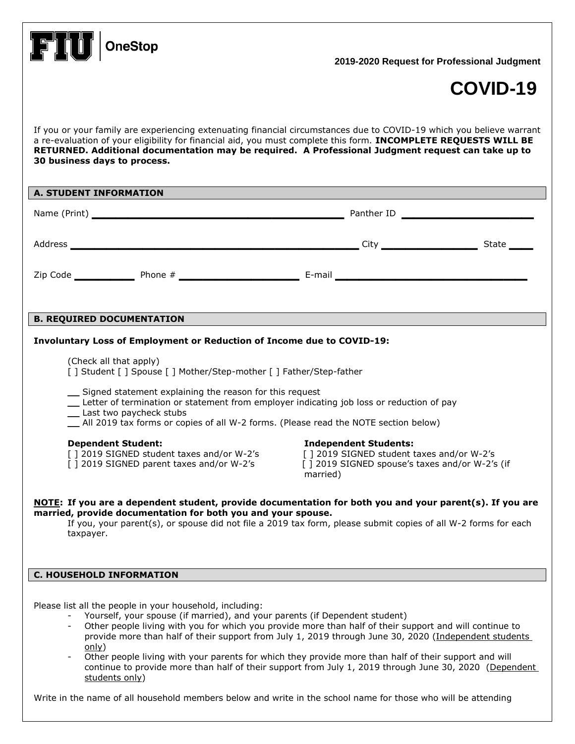FIU | OneStop

**2019-2020 Request for Professional Judgment**

# COVID-19

If you or your family are experiencing extenuating financial circumstances due to COVID-19 which you believe warrant a re-evaluation of your eligibility for financial aid, you must complete this form. **INCOMPLETE REQUESTS WILL BE RETURNED. Additional documentation may be required. A Professional Judgment request can take up to 30 business days to process.**

## A. STUDENT INFORMATION

Name (Print) ________________________________________ Panther ID ____________________

Address ________________________________________ City ______________ State ____

Zip Code __________ Phone # ___________________ E-mail ______________________________

## B. REQUIRED DOCUMENTATION

**Involuntary Loss of Employment or Reduction of Income due to COVID-19:**

(Check all that apply)
[ ] Student [ ] Spouse [ ] Mother/Step-mother [ ] Father/Step-father

__ Signed statement explaining the reason for this request
__ Letter of termination or statement from employer indicating job loss or reduction of pay
__ Last two paycheck stubs
__ All 2019 tax forms or copies of all W-2 forms. (Please read the NOTE section below)

**Dependent Student:**
[ ] 2019 SIGNED student taxes and/or W-2's
[ ] 2019 SIGNED parent taxes and/or W-2's

**Independent Students:**
[ ] 2019 SIGNED student taxes and/or W-2's
[ ] 2019 SIGNED spouse's taxes and/or W-2's (if married)

**NOTE: If you are a dependent student, provide documentation for both you and your parent(s). If you are married, provide documentation for both you and your spouse.**
If you, your parent(s), or spouse did not file a 2019 tax form, please submit copies of all W-2 forms for each taxpayer.

## C. HOUSEHOLD INFORMATION

Please list all the people in your household, including:

- Yourself, your spouse (if married), and your parents (if Dependent student)
- Other people living with you for which you provide more than half of their support and will continue to provide more than half of their support from July 1, 2019 through June 30, 2020 (Independent students only)
- Other people living with your parents for which they provide more than half of their support and will continue to provide more than half of their support from July 1, 2019 through June 30, 2020 (Dependent students only)

Write in the name of all household members below and write in the school name for those who will be attending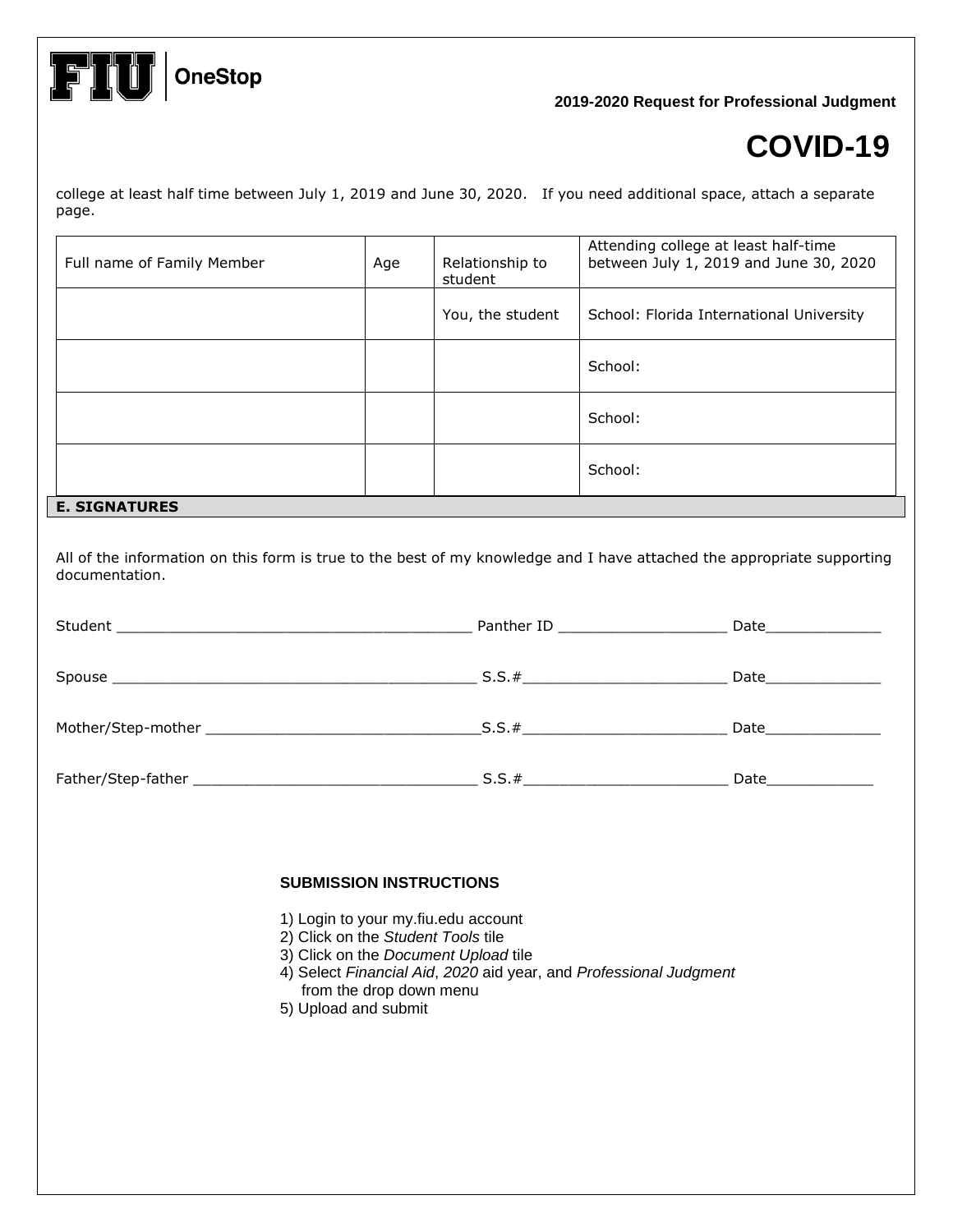**2019-2020 Request for Professional Judgment**

# COVID-19

college at least half time between July 1, 2019 and June 30, 2020. If you need additional space, attach a separate page.

| Full name of Family Member | Age | Relationship to student | Attending college at least half-time between July 1, 2019 and June 30, 2020 |
|---|---|---|---|
| | | You, the student | School: Florida International University |
| | | | School: |
| | | | School: |
| | | | School: |

**E. SIGNATURES**

All of the information on this form is true to the best of my knowledge and I have attached the appropriate supporting documentation.

Student ________________________________________ Panther ID ___________________ Date_____________

Spouse _________________________________________ S.S.#_______________________ Date_____________

Mother/Step-mother _______________________________S.S.#_______________________ Date_____________

Father/Step-father ________________________________ S.S.#_______________________ Date____________

**SUBMISSION INSTRUCTIONS**

1) Login to your my.fiu.edu account
2) Click on the *Student Tools* tile
3) Click on the *Document Upload* tile
4) Select *Financial Aid*, *2020* aid year, and *Professional Judgment* from the drop down menu
5) Upload and submit